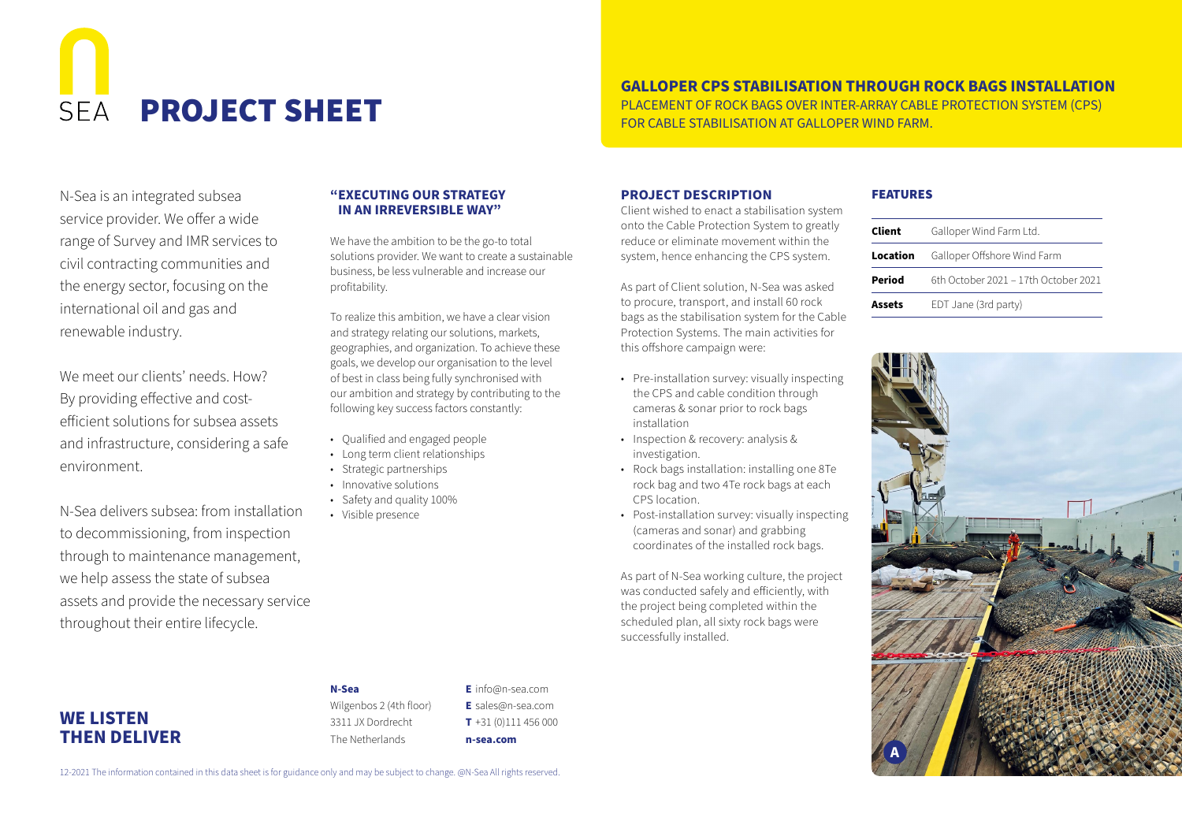# PROJECT SHEET

## GALLOPER CPS STABILISATION THROUGH ROCK BAGS INSTALLATION

PLACEMENT OF ROCK BAGS OVER INTER-ARRAY CABLE PROTECTION SYSTEM (CPS) FOR CABLE STABILISATION AT GALLOPER WIND FARM.

N-Sea is an integrated subsea service provider. We offer a wide range of Survey and IMR services to civil contracting communities and the energy sector, focusing on the international oil and gas and renewable industry.

We meet our clients' needs. How? By providing effective and cost-efficient solutions for subsea assets and infrastructure, considering a safe environment.

N-Sea delivers subsea: from installation to decommissioning, from inspection through to maintenance management, we help assess the state of subsea assets and provide the necessary service throughout their entire lifecycle.

### "EXECUTING OUR STRATEGY IN AN IRREVERSIBLE WAY"

We have the ambition to be the go-to total solutions provider. We want to create a sustainable business, be less vulnerable and increase our profitability.

To realize this ambition, we have a clear vision and strategy relating our solutions, markets, geographies, and organization. To achieve these goals, we develop our organisation to the level of best in class being fully synchronised with our ambition and strategy by contributing to the following key success factors constantly:

- Qualified and engaged people
- Long term client relationships
- Strategic partnerships
- Innovative solutions
- Safety and quality 100%
- Visible presence

### PROJECT DESCRIPTION

Client wished to enact a stabilisation system onto the Cable Protection System to greatly reduce or eliminate movement within the system, hence enhancing the CPS system.

As part of Client solution, N-Sea was asked to procure, transport, and install 60 rock bags as the stabilisation system for the Cable Protection Systems. The main activities for this offshore campaign were:

- Pre-installation survey: visually inspecting the CPS and cable condition through cameras & sonar prior to rock bags installation
- Inspection & recovery: analysis & investigation.
- Rock bags installation: installing one 8Te rock bag and two 4Te rock bags at each CPS location.
- Post-installation survey: visually inspecting (cameras and sonar) and grabbing coordinates of the installed rock bags.

As part of N-Sea working culture, the project was conducted safely and efficiently, with the project being completed within the scheduled plan, all sixty rock bags were successfully installed.

### FEATURES

| | |
|---|---|
| **Client** | Galloper Wind Farm Ltd. |
| **Location** | Galloper Offshore Wind Farm |
| **Period** | 6th October 2021 – 17th October 2021 |
| **Assets** | EDT Jane (3rd party) |

A

## WE LISTEN THEN DELIVER

**N-Sea**
Wilgenbos 2 (4th floor)
3311 JX Dordrecht
The Netherlands

**E** info@n-sea.com
**E** sales@n-sea.com
**T** +31 (0)111 456 000
**n-sea.com**

12-2021 The information contained in this data sheet is for guidance only and may be subject to change. @N-Sea All rights reserved.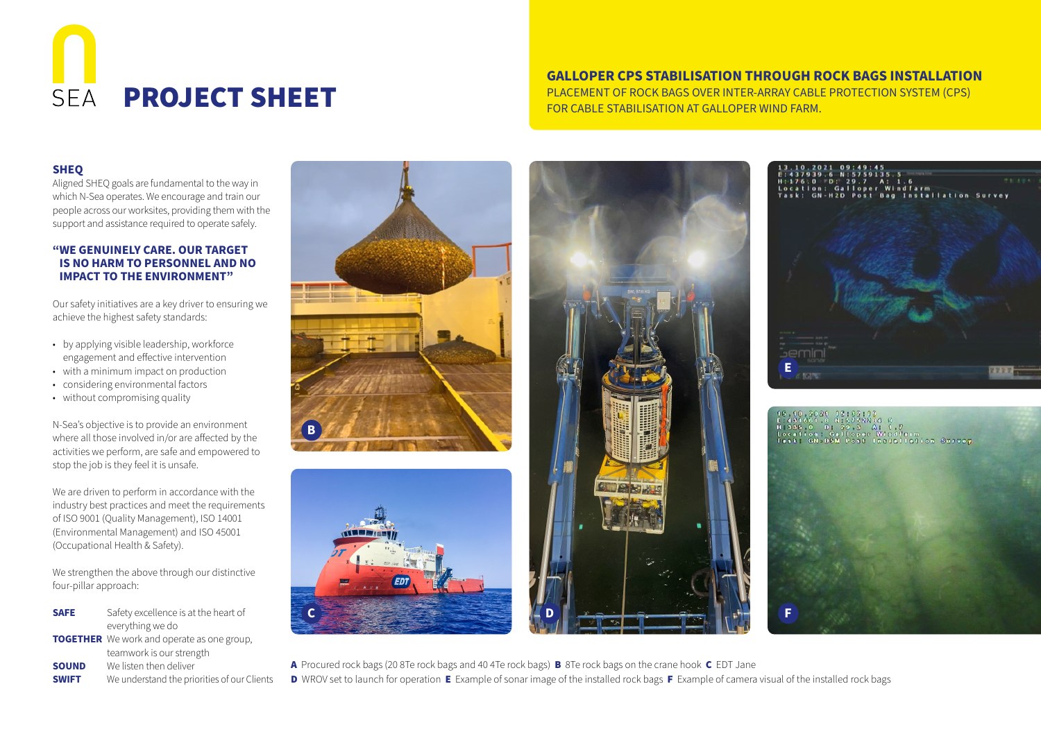N SEA

# PROJECT SHEET

## GALLOPER CPS STABILISATION THROUGH ROCK BAGS INSTALLATION

PLACEMENT OF ROCK BAGS OVER INTER-ARRAY CABLE PROTECTION SYSTEM (CPS) FOR CABLE STABILISATION AT GALLOPER WIND FARM.

### SHEQ

Aligned SHEQ goals are fundamental to the way in which N-Sea operates. We encourage and train our people across our worksites, providing them with the support and assistance required to operate safely.

**"WE GENUINELY CARE. OUR TARGET IS NO HARM TO PERSONNEL AND NO IMPACT TO THE ENVIRONMENT"**

Our safety initiatives are a key driver to ensuring we achieve the highest safety standards:

- by applying visible leadership, workforce engagement and effective intervention
- with a minimum impact on production
- considering environmental factors
- without compromising quality

N-Sea's objective is to provide an environment where all those involved in/or are affected by the activities we perform, are safe and empowered to stop the job is they feel it is unsafe.

We are driven to perform in accordance with the industry best practices and meet the requirements of ISO 9001 (Quality Management), ISO 14001 (Environmental Management) and ISO 45001 (Occupational Health & Safety).

We strengthen the above through our distinctive four-pillar approach:

| | |
|---|---|
| **SAFE** | Safety excellence is at the heart of everything we do |
| **TOGETHER** | We work and operate as one group, teamwork is our strength |
| **SOUND** | We listen then deliver |
| **SWIFT** | We understand the priorities of our Clients |

**A** Procured rock bags (20 8Te rock bags and 40 4Te rock bags) **B** 8Te rock bags on the crane hook **C** EDT Jane **D** WROV set to launch for operation **E** Example of sonar image of the installed rock bags **F** Example of camera visual of the installed rock bags